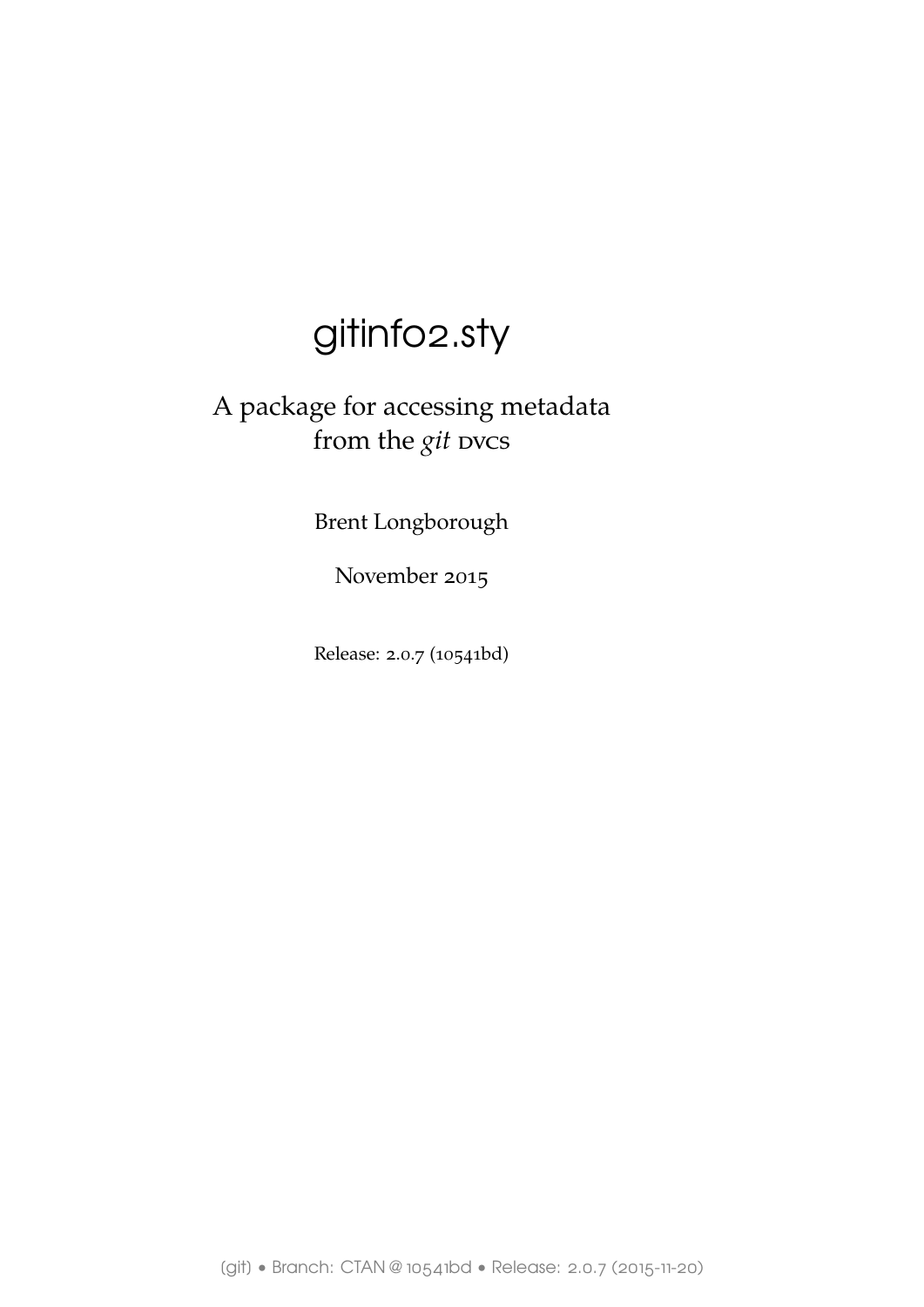# gitinfo2.sty

A package for accessing metadata from the *git* DVCS

Brent Longborough

November 2015

Release: 2.0.7 (10541bd)

(git) • Branch: CTAN @ 10541bd • Release: 2.0.7 (2015-11-20)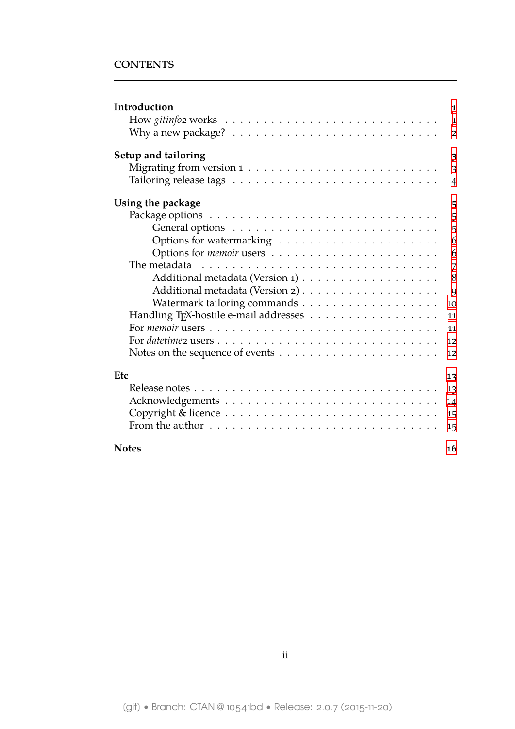# CONTENTS

**Introduction** **1**
- How *gitinfo2* works 1
- Why a new package? 2

**Setup and tailoring** **3**
- Migrating from version 1 3
- Tailoring release tags 4

**Using the package** **5**
- Package options 5
  - General options 5
  - Options for watermarking 6
  - Options for *memoir* users 6
- The metadata 7
  - Additional metadata (Version 1) 8
  - Additional metadata (Version 2) 9
  - Watermark tailoring commands 10
- Handling TEX-hostile e-mail addresses 11
- For *memoir* users 11
- For *datetime2* users 12
- Notes on the sequence of events 12

**Etc** **13**
- Release notes 13
- Acknowledgements 14
- Copyright & licence 15
- From the author 15

**Notes** **16**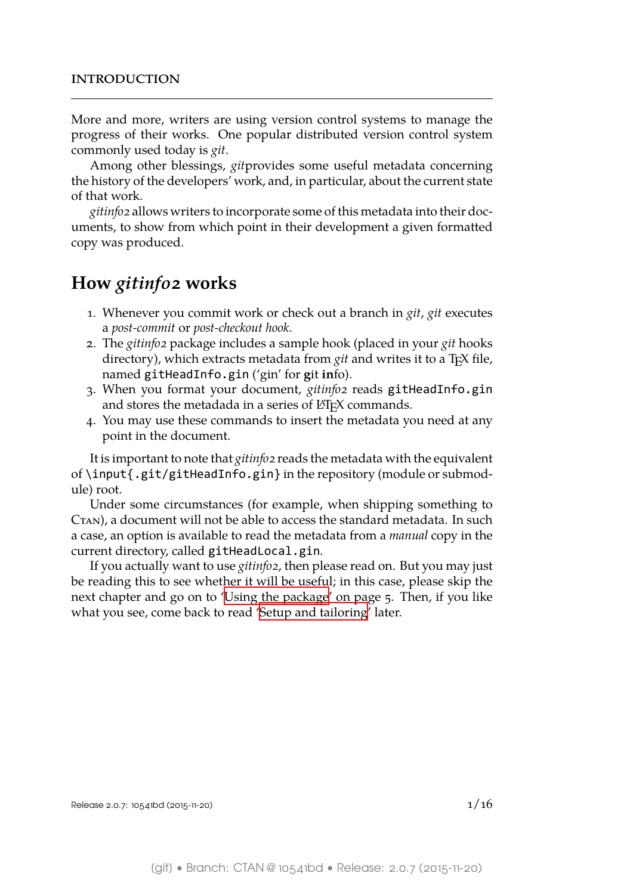# INTRODUCTION

More and more, writers are using version control systems to manage the progress of their works. One popular distributed version control system commonly used today is *git*.

Among other blessings, *git*provides some useful metadata concerning the history of the developers' work, and, in particular, about the current state of that work.

*gitinfo2* allows writers to incorporate some of this metadata into their documents, to show from which point in their development a given formatted copy was produced.

## How *gitinfo2* works

1. Whenever you commit work or check out a branch in *git*, *git* executes a *post-commit* or *post-checkout hook*.
2. The *gitinfo2* package includes a sample hook (placed in your *git* hooks directory), which extracts metadata from *git* and writes it to a TeX file, named `gitHeadInfo.gin` ('gin' for **g**it **in**fo).
3. When you format your document, *gitinfo2* reads `gitHeadInfo.gin` and stores the metadada in a series of LaTeX commands.
4. You may use these commands to insert the metadata you need at any point in the document.

It is important to note that *gitinfo2* reads the metadata with the equivalent of `\input{.git/gitHeadInfo.gin}` in the repository (module or submodule) root.

Under some circumstances (for example, when shipping something to CTAN), a document will not be able to access the standard metadata. In such a case, an option is available to read the metadata from a *manual* copy in the current directory, called `gitHeadLocal.gin`.

If you actually want to use *gitinfo2*, then please read on. But you may just be reading this to see whether it will be useful; in this case, please skip the next chapter and go on to 'Using the package' on page 5. Then, if you like what you see, come back to read 'Setup and tailoring' later.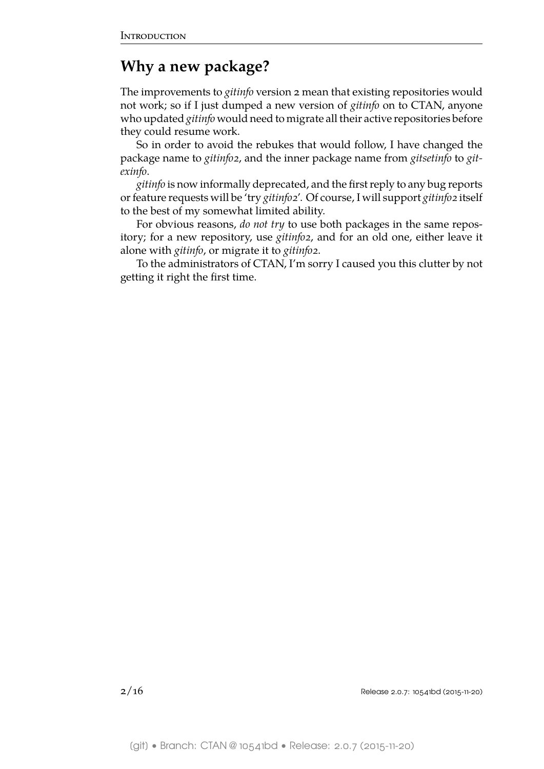## Why a new package?

The improvements to *gitinfo* version 2 mean that existing repositories would not work; so if I just dumped a new version of *gitinfo* on to CTAN, anyone who updated *gitinfo* would need to migrate all their active repositories before they could resume work.

So in order to avoid the rebukes that would follow, I have changed the package name to *gitinfo2*, and the inner package name from *gitsetinfo* to *gitexinfo*.

*gitinfo* is now informally deprecated, and the first reply to any bug reports or feature requests will be 'try *gitinfo2*'. Of course, I will support *gitinfo2* itself to the best of my somewhat limited ability.

For obvious reasons, *do not try* to use both packages in the same repository; for a new repository, use *gitinfo2*, and for an old one, either leave it alone with *gitinfo*, or migrate it to *gitinfo2*.

To the administrators of CTAN, I'm sorry I caused you this clutter by not getting it right the first time.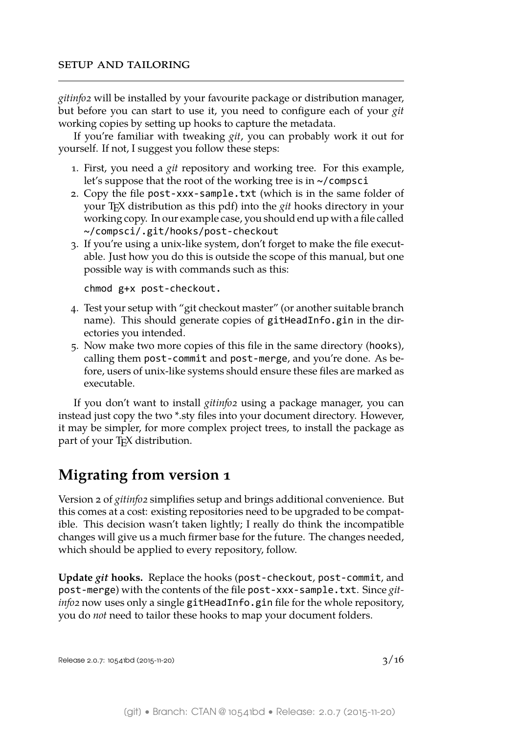## SETUP AND TAILORING

*gitinfo2* will be installed by your favourite package or distribution manager, but before you can start to use it, you need to configure each of your *git* working copies by setting up hooks to capture the metadata.

If you're familiar with tweaking *git*, you can probably work it out for yourself. If not, I suggest you follow these steps:

1. First, you need a *git* repository and working tree. For this example, let's suppose that the root of the working tree is in `~/compsci`
2. Copy the file `post-xxx-sample.txt` (which is in the same folder of your TEX distribution as this pdf) into the *git* hooks directory in your working copy. In our example case, you should end up with a file called `~/compsci/.git/hooks/post-checkout`
3. If you're using a unix-like system, don't forget to make the file executable. Just how you do this is outside the scope of this manual, but one possible way is with commands such as this:

   ```
   chmod g+x post-checkout.
   ```

4. Test your setup with "git checkout master" (or another suitable branch name). This should generate copies of `gitHeadInfo.gin` in the directories you intended.
5. Now make two more copies of this file in the same directory (`hooks`), calling them `post-commit` and `post-merge`, and you're done. As before, users of unix-like systems should ensure these files are marked as executable.

If you don't want to install *gitinfo2* using a package manager, you can instead just copy the two *.sty files into your document directory. However, it may be simpler, for more complex project trees, to install the package as part of your TEX distribution.

## Migrating from version 1

Version 2 of *gitinfo2* simplifies setup and brings additional convenience. But this comes at a cost: existing repositories need to be upgraded to be compatible. This decision wasn't taken lightly; I really do think the incompatible changes will give us a much firmer base for the future. The changes needed, which should be applied to every repository, follow.

**Update *git* hooks.** Replace the hooks (`post-checkout`, `post-commit`, and `post-merge`) with the contents of the file `post-xxx-sample.txt`. Since *gitinfo2* now uses only a single `gitHeadInfo.gin` file for the whole repository, you do *not* need to tailor these hooks to map your document folders.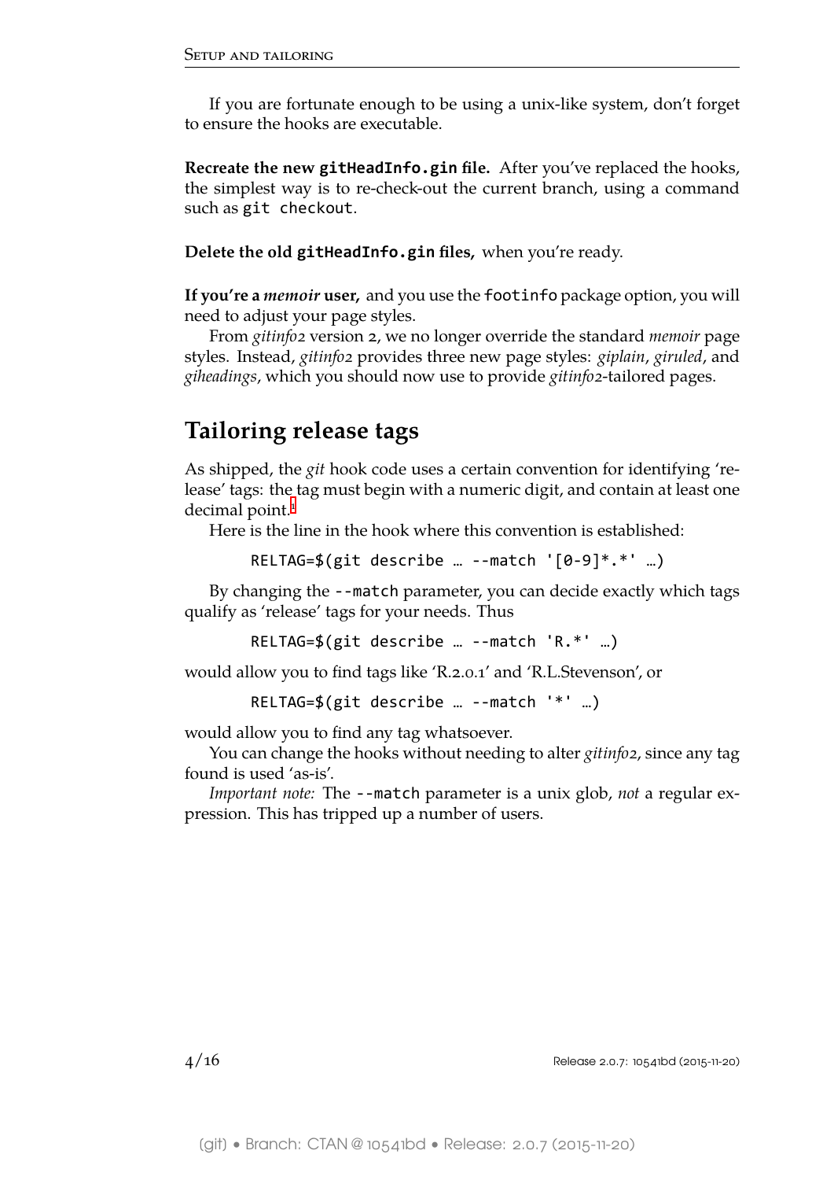If you are fortunate enough to be using a unix-like system, don't forget to ensure the hooks are executable.

**Recreate the new `gitHeadInfo.gin` file.** After you've replaced the hooks, the simplest way is to re-check-out the current branch, using a command such as `git checkout`.

**Delete the old `gitHeadInfo.gin` files,** when you're ready.

**If you're a *memoir* user,** and you use the `footinfo` package option, you will need to adjust your page styles.

From *gitinfo2* version 2, we no longer override the standard *memoir* page styles. Instead, *gitinfo2* provides three new page styles: *giplain*, *giruled*, and *giheadings*, which you should now use to provide *gitinfo2*-tailored pages.

## Tailoring release tags

As shipped, the *git* hook code uses a certain convention for identifying 'release' tags: the tag must begin with a numeric digit, and contain at least one decimal point.[1]

Here is the line in the hook where this convention is established:

```
RELTAG=$(git describe … --match '[0-9]*.*' …)
```

By changing the `--match` parameter, you can decide exactly which tags qualify as 'release' tags for your needs. Thus

```
RELTAG=$(git describe … --match 'R.*' …)
```

would allow you to find tags like 'R.2.0.1' and 'R.L.Stevenson', or

```
RELTAG=$(git describe … --match '*' …)
```

would allow you to find any tag whatsoever.

You can change the hooks without needing to alter *gitinfo2*, since any tag found is used 'as-is'.

*Important note:* The `--match` parameter is a unix glob, *not* a regular expression. This has tripped up a number of users.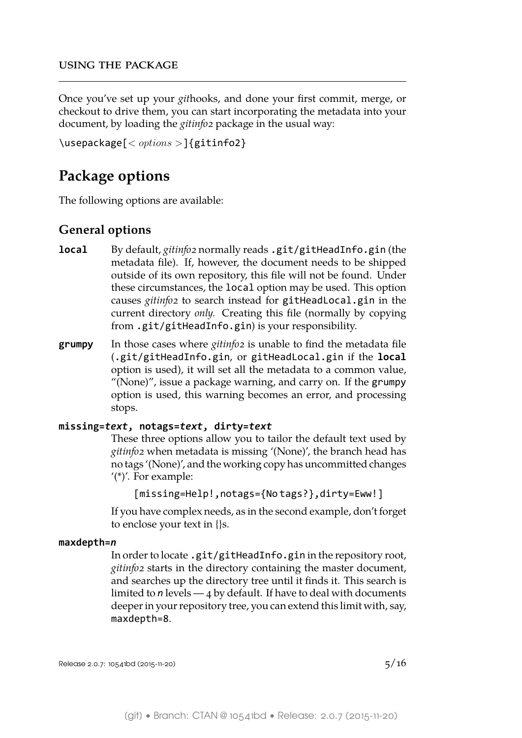Once you've set up your *git*hooks, and done your first commit, merge, or checkout to drive them, you can start incorporating the metadata into your document, by loading the *gitinfo2* package in the usual way:

```
\usepackage[< options >]{gitinfo2}
```

## Package options

The following options are available:

### General options

**local** By default, *gitinfo2* normally reads `.git/gitHeadInfo.gin` (the metadata file). If, however, the document needs to be shipped outside of its own repository, this file will not be found. Under these circumstances, the `local` option may be used. This option causes *gitinfo2* to search instead for `gitHeadLocal.gin` in the current directory *only.* Creating this file (normally by copying from `.git/gitHeadInfo.gin`) is your responsibility.

**grumpy** In those cases where *gitinfo2* is unable to find the metadata file (`.git/gitHeadInfo.gin`, or `gitHeadLocal.gin` if the **local** option is used), it will set all the metadata to a common value, "(None)", issue a package warning, and carry on. If the `grumpy` option is used, this warning becomes an error, and processing stops.

**missing=*text*, notags=*text*, dirty=*text***
These three options allow you to tailor the default text used by *gitinfo2* when metadata is missing '(None)', the branch head has no tags '(None)', and the working copy has uncommitted changes '(*)'. For example:

```
[missing=Help!,notags={No tags?},dirty=Eww!]
```

If you have complex needs, as in the second example, don't forget to enclose your text in {}s.

**maxdepth=*n***
In order to locate `.git/gitHeadInfo.gin` in the repository root, *gitinfo2* starts in the directory containing the master document, and searches up the directory tree until it finds it. This search is limited to *n* levels — 4 by default. If have to deal with documents deeper in your repository tree, you can extend this limit with, say, `maxdepth=8`.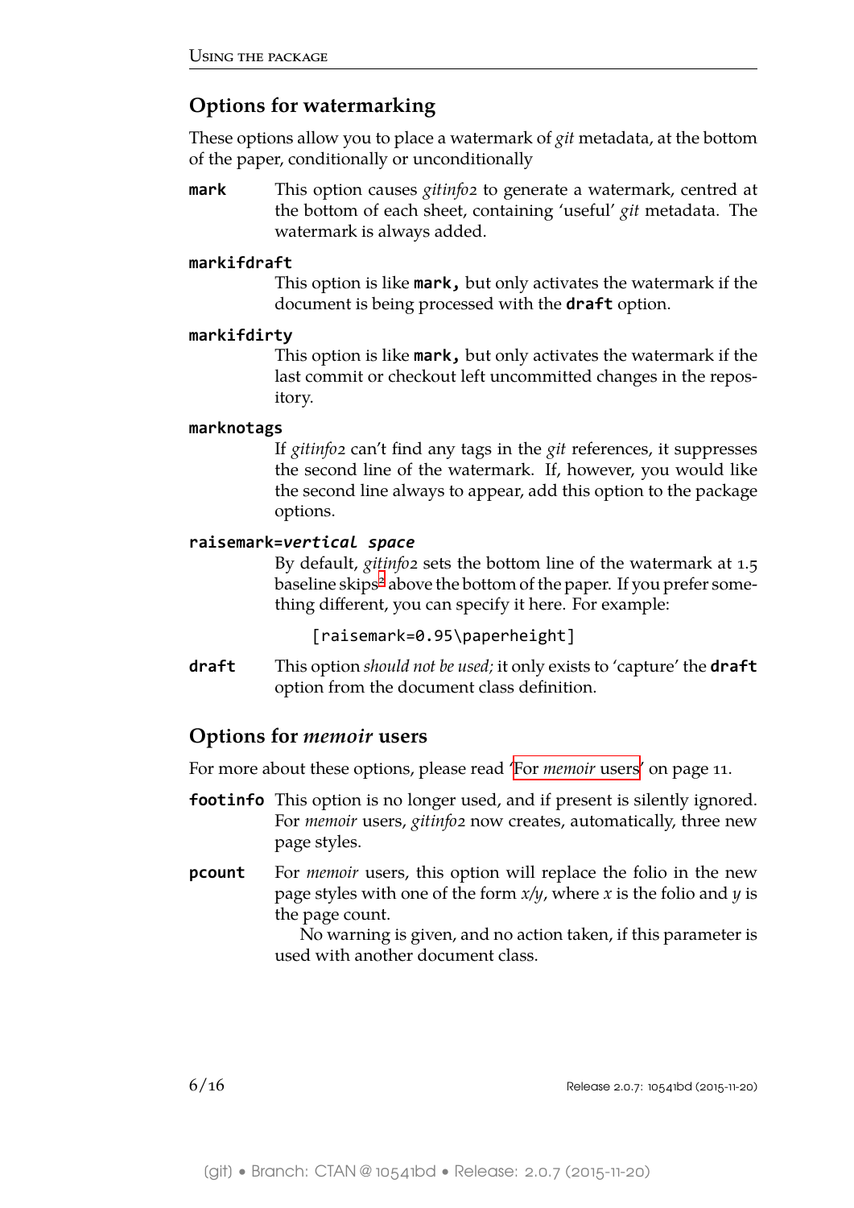## Options for watermarking

These options allow you to place a watermark of *git* metadata, at the bottom of the paper, conditionally or unconditionally

**`mark`** This option causes *gitinfo2* to generate a watermark, centred at the bottom of each sheet, containing 'useful' *git* metadata. The watermark is always added.

**`markifdraft`**
This option is like **`mark`**, but only activates the watermark if the document is being processed with the **`draft`** option.

**`markifdirty`**
This option is like **`mark`**, but only activates the watermark if the last commit or checkout left uncommitted changes in the repository.

**`marknotags`**
If *gitinfo2* can't find any tags in the *git* references, it suppresses the second line of the watermark. If, however, you would like the second line always to appear, add this option to the package options.

**`raisemark=`*`vertical space`***
By default, *gitinfo2* sets the bottom line of the watermark at 1.5 baseline skips[2] above the bottom of the paper. If you prefer something different, you can specify it here. For example:

```
[raisemark=0.95\paperheight]
```

**`draft`** This option *should not be used;* it only exists to 'capture' the **`draft`** option from the document class definition.

## Options for *memoir* users

For more about these options, please read 'For *memoir* users' on page 11.

**`footinfo`** This option is no longer used, and if present is silently ignored. For *memoir* users, *gitinfo2* now creates, automatically, three new page styles.

**`pcount`** For *memoir* users, this option will replace the folio in the new page styles with one of the form *x*/*y*, where *x* is the folio and *y* is the page count.

No warning is given, and no action taken, if this parameter is used with another document class.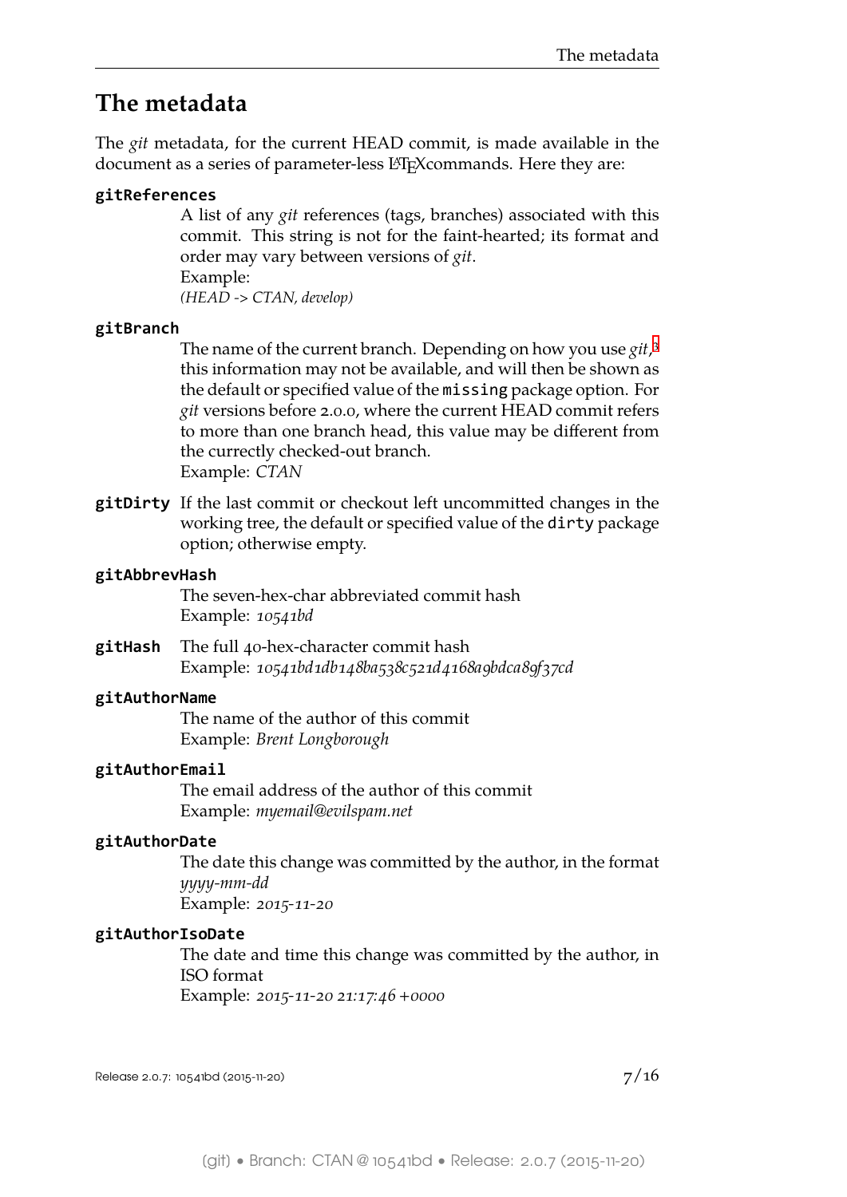# The metadata

The *git* metadata, for the current HEAD commit, is made available in the document as a series of parameter-less LaTeXcommands. Here they are:

**`gitReferences`**
: A list of any *git* references (tags, branches) associated with this commit. This string is not for the faint-hearted; its format and order may vary between versions of *git*.
  Example:
  *(HEAD -> CTAN, develop)*

**`gitBranch`**
: The name of the current branch. Depending on how you use *git*,[3] this information may not be available, and will then be shown as the default or specified value of the `missing` package option. For *git* versions before 2.0.0, where the current HEAD commit refers to more than one branch head, this value may be different from the currectly checked-out branch.
  Example: *CTAN*

**`gitDirty`**
: If the last commit or checkout left uncommitted changes in the working tree, the default or specified value of the `dirty` package option; otherwise empty.

**`gitAbbrevHash`**
: The seven-hex-char abbreviated commit hash
  Example: *10541bd*

**`gitHash`**
: The full 40-hex-character commit hash
  Example: *10541bd1db148ba538c521d4168a9bdca89f37cd*

**`gitAuthorName`**
: The name of the author of this commit
  Example: *Brent Longborough*

**`gitAuthorEmail`**
: The email address of the author of this commit
  Example: *myemail@evilspam.net*

**`gitAuthorDate`**
: The date this change was committed by the author, in the format *yyyy-mm-dd*
  Example: *2015-11-20*

**`gitAuthorIsoDate`**
: The date and time this change was committed by the author, in ISO format
  Example: *2015-11-20 21:17:46 +0000*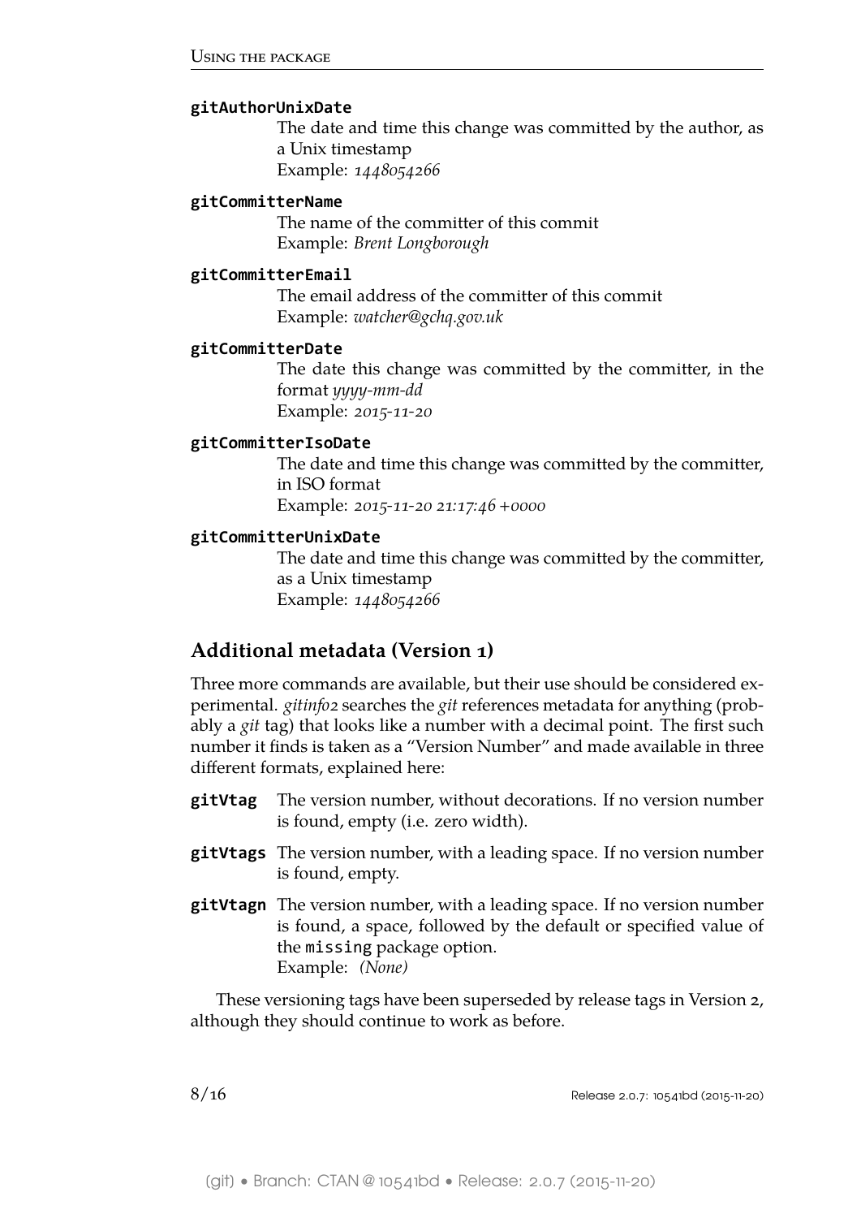**gitAuthorUnixDate**
The date and time this change was committed by the author, as a Unix timestamp
Example: *1448054266*

**gitCommitterName**
The name of the committer of this commit
Example: *Brent Longborough*

**gitCommitterEmail**
The email address of the committer of this commit
Example: *watcher@gchq.gov.uk*

**gitCommitterDate**
The date this change was committed by the committer, in the format *yyyy-mm-dd*
Example: *2015-11-20*

**gitCommitterIsoDate**
The date and time this change was committed by the committer, in ISO format
Example: *2015-11-20 21:17:46 +0000*

**gitCommitterUnixDate**
The date and time this change was committed by the committer, as a Unix timestamp
Example: *1448054266*

## Additional metadata (Version 1)

Three more commands are available, but their use should be considered experimental. *gitinfo2* searches the *git* references metadata for anything (probably a *git* tag) that looks like a number with a decimal point. The first such number it finds is taken as a "Version Number" and made available in three different formats, explained here:

**gitVtag** The version number, without decorations. If no version number is found, empty (i.e. zero width).

**gitVtags** The version number, with a leading space. If no version number is found, empty.

**gitVtagn** The version number, with a leading space. If no version number is found, a space, followed by the default or specified value of the `missing` package option.
Example: *(None)*

These versioning tags have been superseded by release tags in Version 2, although they should continue to work as before.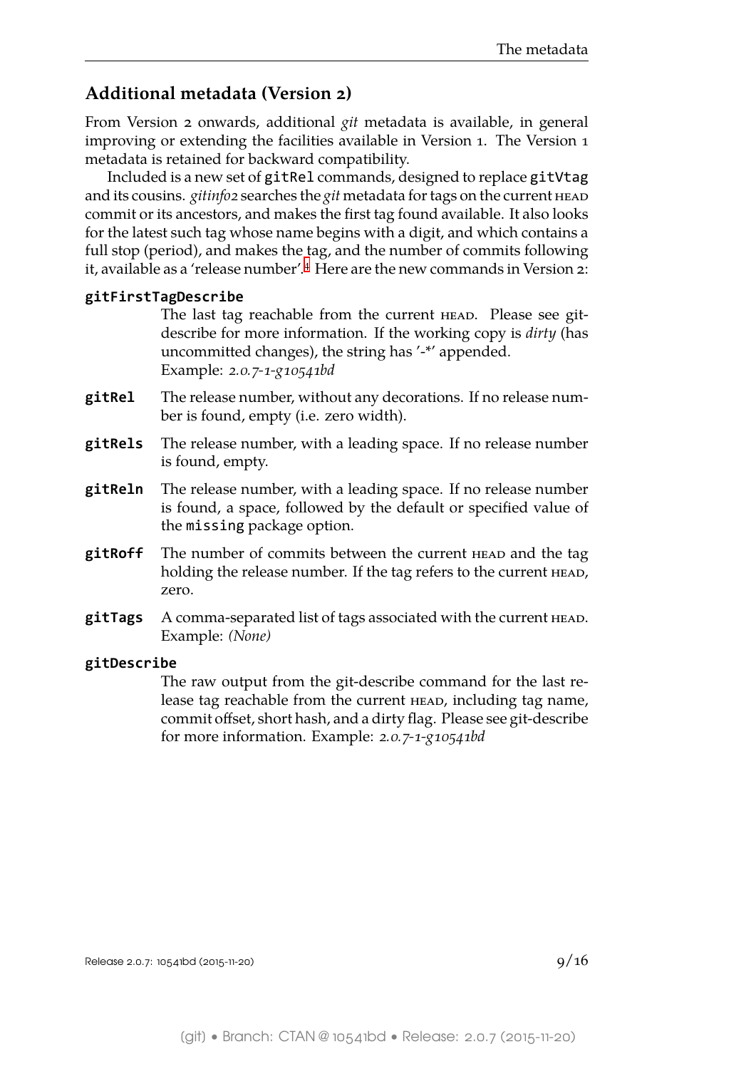## Additional metadata (Version 2)

From Version 2 onwards, additional *git* metadata is available, in general improving or extending the facilities available in Version 1. The Version 1 metadata is retained for backward compatibility.

Included is a new set of `gitRel` commands, designed to replace `gitVtag` and its cousins. *gitinfo2* searches the *git* metadata for tags on the current HEAD commit or its ancestors, and makes the first tag found available. It also looks for the latest such tag whose name begins with a digit, and which contains a full stop (period), and makes the tag, and the number of commits following it, available as a 'release number'.[4] Here are the new commands in Version 2:

**gitFirstTagDescribe**
: The last tag reachable from the current HEAD. Please see git-describe for more information. If the working copy is *dirty* (has uncommitted changes), the string has '-*' appended.
Example: *2.0.7-1-g10541bd*

**gitRel**
: The release number, without any decorations. If no release number is found, empty (i.e. zero width).

**gitRels**
: The release number, with a leading space. If no release number is found, empty.

**gitReln**
: The release number, with a leading space. If no release number is found, a space, followed by the default or specified value of the `missing` package option.

**gitRoff**
: The number of commits between the current HEAD and the tag holding the release number. If the tag refers to the current HEAD, zero.

**gitTags**
: A comma-separated list of tags associated with the current HEAD.
Example: *(None)*

**gitDescribe**
: The raw output from the git-describe command for the last release tag reachable from the current HEAD, including tag name, commit offset, short hash, and a dirty flag. Please see git-describe for more information. Example: *2.0.7-1-g10541bd*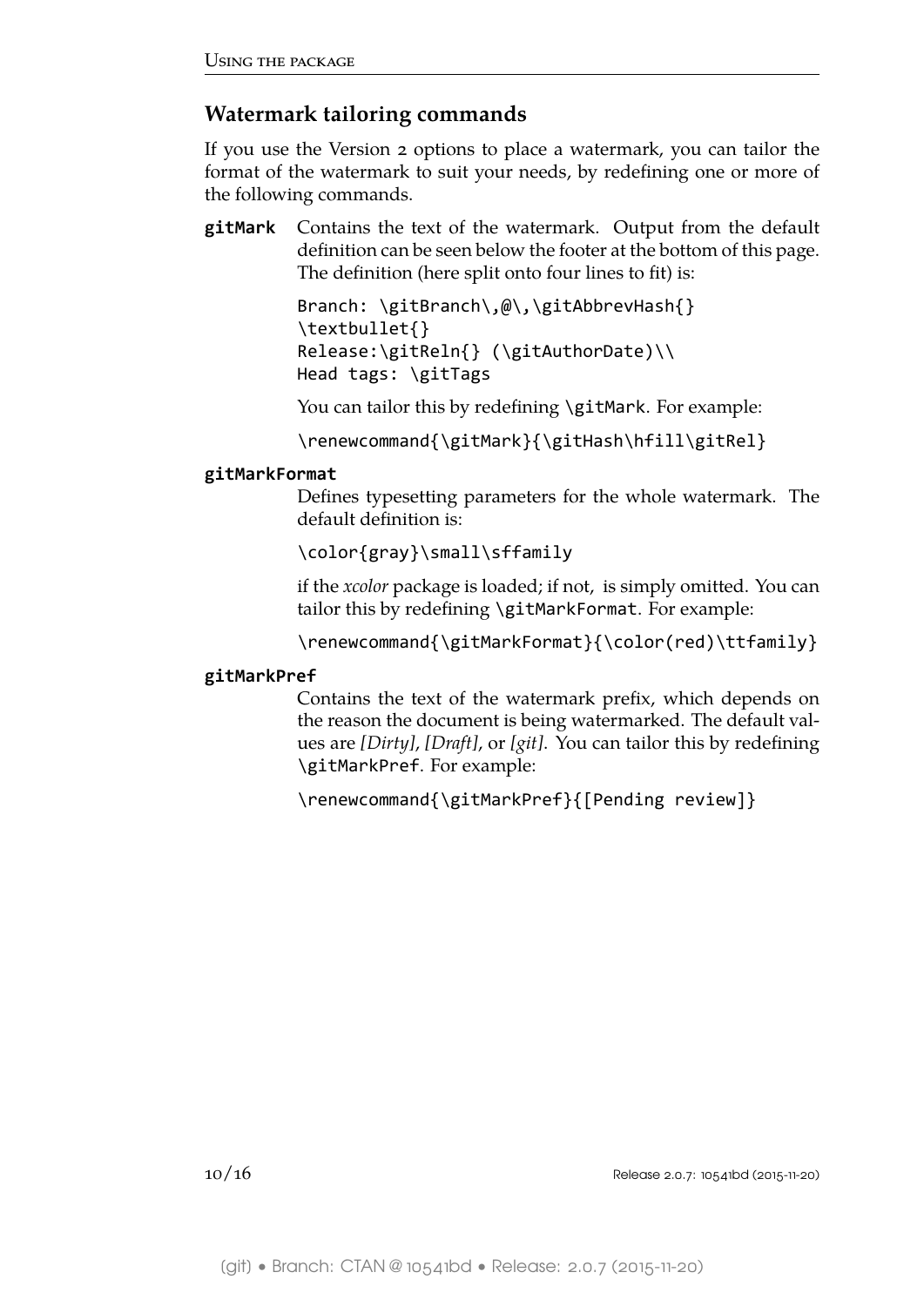## Watermark tailoring commands

If you use the Version 2 options to place a watermark, you can tailor the format of the watermark to suit your needs, by redefining one or more of the following commands.

**gitMark** Contains the text of the watermark. Output from the default definition can be seen below the footer at the bottom of this page. The definition (here split onto four lines to fit) is:

```
Branch: \gitBranch\,@\,\gitAbbrevHash{}
\textbullet{}
Release:\gitReln{} (\gitAuthorDate)\\
Head tags: \gitTags
```

You can tailor this by redefining `\gitMark`. For example:

```
\renewcommand{\gitMark}{\gitHash\hfill\gitRel}
```

**gitMarkFormat**

Defines typesetting parameters for the whole watermark. The default definition is:

```
\color{gray}\small\sffamily
```

if the *xcolor* package is loaded; if not, is simply omitted. You can tailor this by redefining `\gitMarkFormat`. For example:

```
\renewcommand{\gitMarkFormat}{\color(red)\ttfamily}
```

**gitMarkPref**

Contains the text of the watermark prefix, which depends on the reason the document is being watermarked. The default values are *[Dirty]*, *[Draft]*, or *[git]*. You can tailor this by redefining `\gitMarkPref`. For example:

```
\renewcommand{\gitMarkPref}{[Pending review]}
```

(git) • Branch: CTAN @ 10541bd • Release: 2.0.7 (2015-11-20)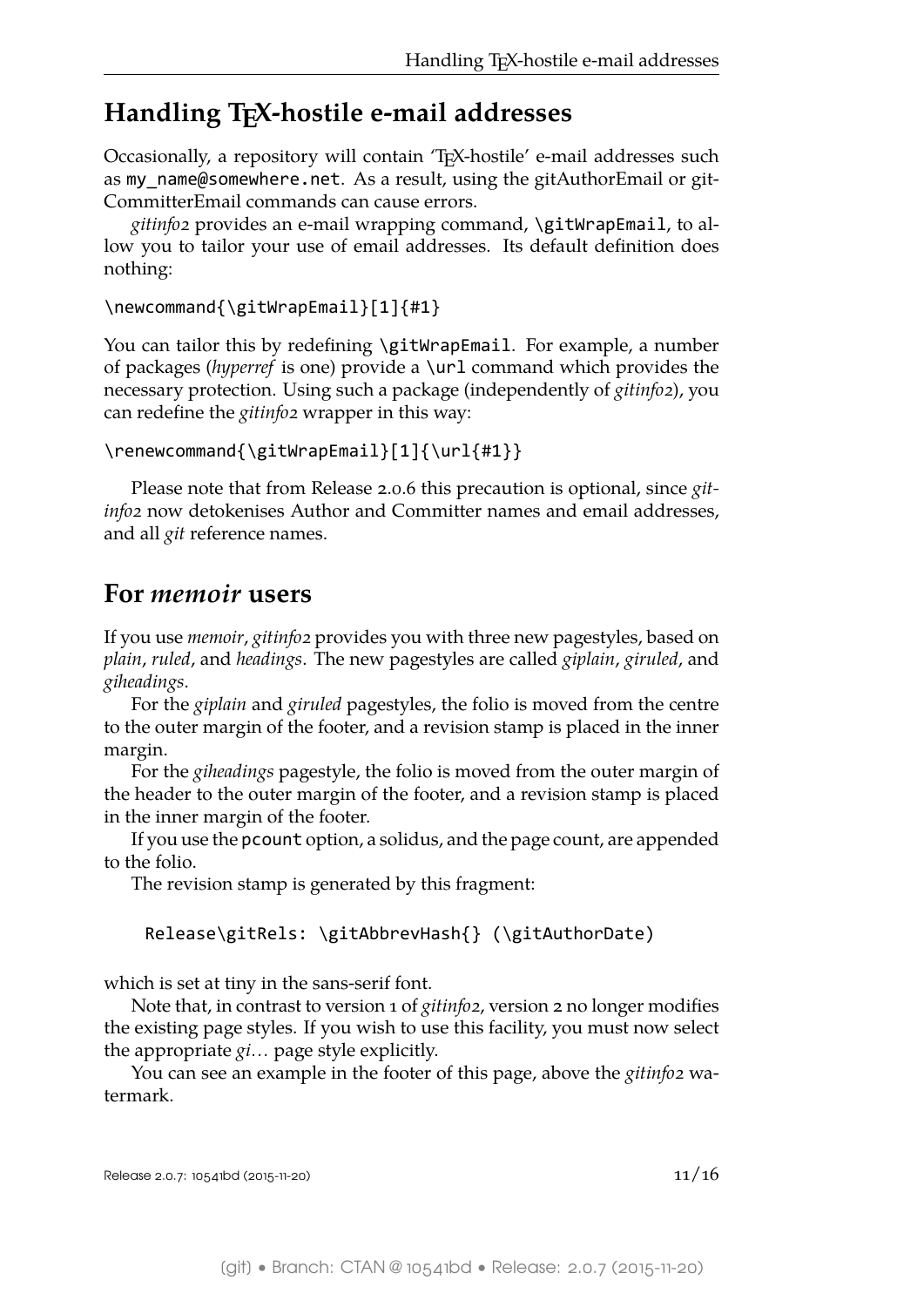## Handling TEX-hostile e-mail addresses

Occasionally, a repository will contain 'TEX-hostile' e-mail addresses such as `my_name@somewhere.net`. As a result, using the gitAuthorEmail or gitCommitterEmail commands can cause errors.

*gitinfo2* provides an e-mail wrapping command, `\gitWrapEmail`, to allow you to tailor your use of email addresses. Its default definition does nothing:

```
\newcommand{\gitWrapEmail}[1]{#1}
```

You can tailor this by redefining `\gitWrapEmail`. For example, a number of packages (*hyperref* is one) provide a `\url` command which provides the necessary protection. Using such a package (independently of *gitinfo2*), you can redefine the *gitinfo2* wrapper in this way:

```
\renewcommand{\gitWrapEmail}[1]{\url{#1}}
```

Please note that from Release 2.0.6 this precaution is optional, since *gitinfo2* now detokenises Author and Committer names and email addresses, and all *git* reference names.

## For *memoir* users

If you use *memoir*, *gitinfo2* provides you with three new pagestyles, based on *plain*, *ruled*, and *headings*. The new pagestyles are called *giplain*, *giruled*, and *giheadings*.

For the *giplain* and *giruled* pagestyles, the folio is moved from the centre to the outer margin of the footer, and a revision stamp is placed in the inner margin.

For the *giheadings* pagestyle, the folio is moved from the outer margin of the header to the outer margin of the footer, and a revision stamp is placed in the inner margin of the footer.

If you use the `pcount` option, a solidus, and the page count, are appended to the folio.

The revision stamp is generated by this fragment:

```
Release\gitRels: \gitAbbrevHash{} (\gitAuthorDate)
```

which is set at tiny in the sans-serif font.

Note that, in contrast to version 1 of *gitinfo2*, version 2 no longer modifies the existing page styles. If you wish to use this facility, you must now select the appropriate *gi…* page style explicitly.

You can see an example in the footer of this page, above the *gitinfo2* watermark.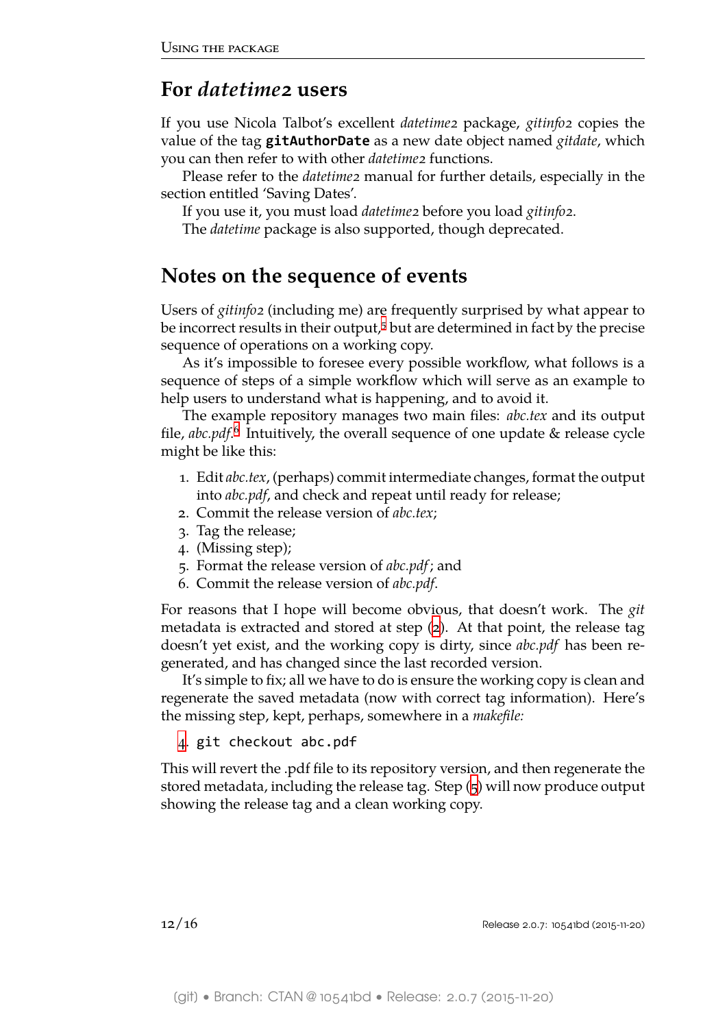## For *datetime2* users

If you use Nicola Talbot's excellent *datetime2* package, *gitinfo2* copies the value of the tag **gitAuthorDate** as a new date object named *gitdate*, which you can then refer to with other *datetime2* functions.

Please refer to the *datetime2* manual for further details, especially in the section entitled 'Saving Dates'.

If you use it, you must load *datetime2* before you load *gitinfo2*.

The *datetime* package is also supported, though deprecated.

## Notes on the sequence of events

Users of *gitinfo2* (including me) are frequently surprised by what appear to be incorrect results in their output,[5] but are determined in fact by the precise sequence of operations on a working copy.

As it's impossible to foresee every possible workflow, what follows is a sequence of steps of a simple workflow which will serve as an example to help users to understand what is happening, and to avoid it.

The example repository manages two main files: *abc.tex* and its output file, *abc.pdf*.[6] Intuitively, the overall sequence of one update & release cycle might be like this:

1. Edit *abc.tex*, (perhaps) commit intermediate changes, format the output into *abc.pdf*, and check and repeat until ready for release;
2. Commit the release version of *abc.tex*;
3. Tag the release;
4. (Missing step);
5. Format the release version of *abc.pdf*; and
6. Commit the release version of *abc.pdf*.

For reasons that I hope will become obvious, that doesn't work. The *git* metadata is extracted and stored at step (2). At that point, the release tag doesn't yet exist, and the working copy is dirty, since *abc.pdf* has been regenerated, and has changed since the last recorded version.

It's simple to fix; all we have to do is ensure the working copy is clean and regenerate the saved metadata (now with correct tag information). Here's the missing step, kept, perhaps, somewhere in a *makefile:*

4. `git checkout abc.pdf`

This will revert the .pdf file to its repository version, and then regenerate the stored metadata, including the release tag. Step (5) will now produce output showing the release tag and a clean working copy.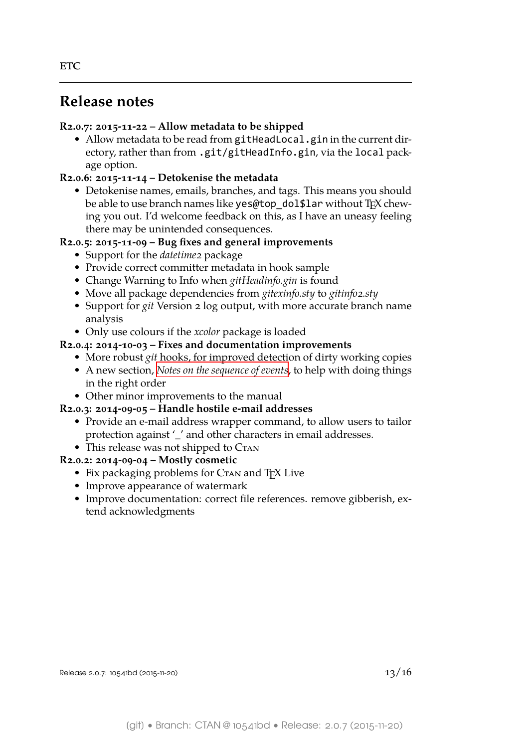## Release notes

**R2.0.7: 2015-11-22 – Allow metadata to be shipped**

- Allow metadata to be read from `gitHeadLocal.gin` in the current directory, rather than from `.git/gitHeadInfo.gin`, via the `local` package option.

**R2.0.6: 2015-11-14 – Detokenise the metadata**

- Detokenise names, emails, branches, and tags. This means you should be able to use branch names like `yes@top_dol$lar` without TEX chewing you out. I'd welcome feedback on this, as I have an uneasy feeling there may be unintended consequences.

**R2.0.5: 2015-11-09 – Bug fixes and general improvements**

- Support for the *datetime2* package
- Provide correct committer metadata in hook sample
- Change Warning to Info when *gitHeadinfo.gin* is found
- Move all package dependencies from *gitexinfo.sty* to *gitinfo2.sty*
- Support for *git* Version 2 log output, with more accurate branch name analysis
- Only use colours if the *xcolor* package is loaded

**R2.0.4: 2014-10-03 – Fixes and documentation improvements**

- More robust *git* hooks, for improved detection of dirty working copies
- A new section, *Notes on the sequence of events*, to help with doing things in the right order
- Other minor improvements to the manual

**R2.0.3: 2014-09-05 – Handle hostile e-mail addresses**

- Provide an e-mail address wrapper command, to allow users to tailor protection against '_' and other characters in email addresses.
- This release was not shipped to CTAN

**R2.0.2: 2014-09-04 – Mostly cosmetic**

- Fix packaging problems for CTAN and TEX Live
- Improve appearance of watermark
- Improve documentation: correct file references. remove gibberish, extend acknowledgments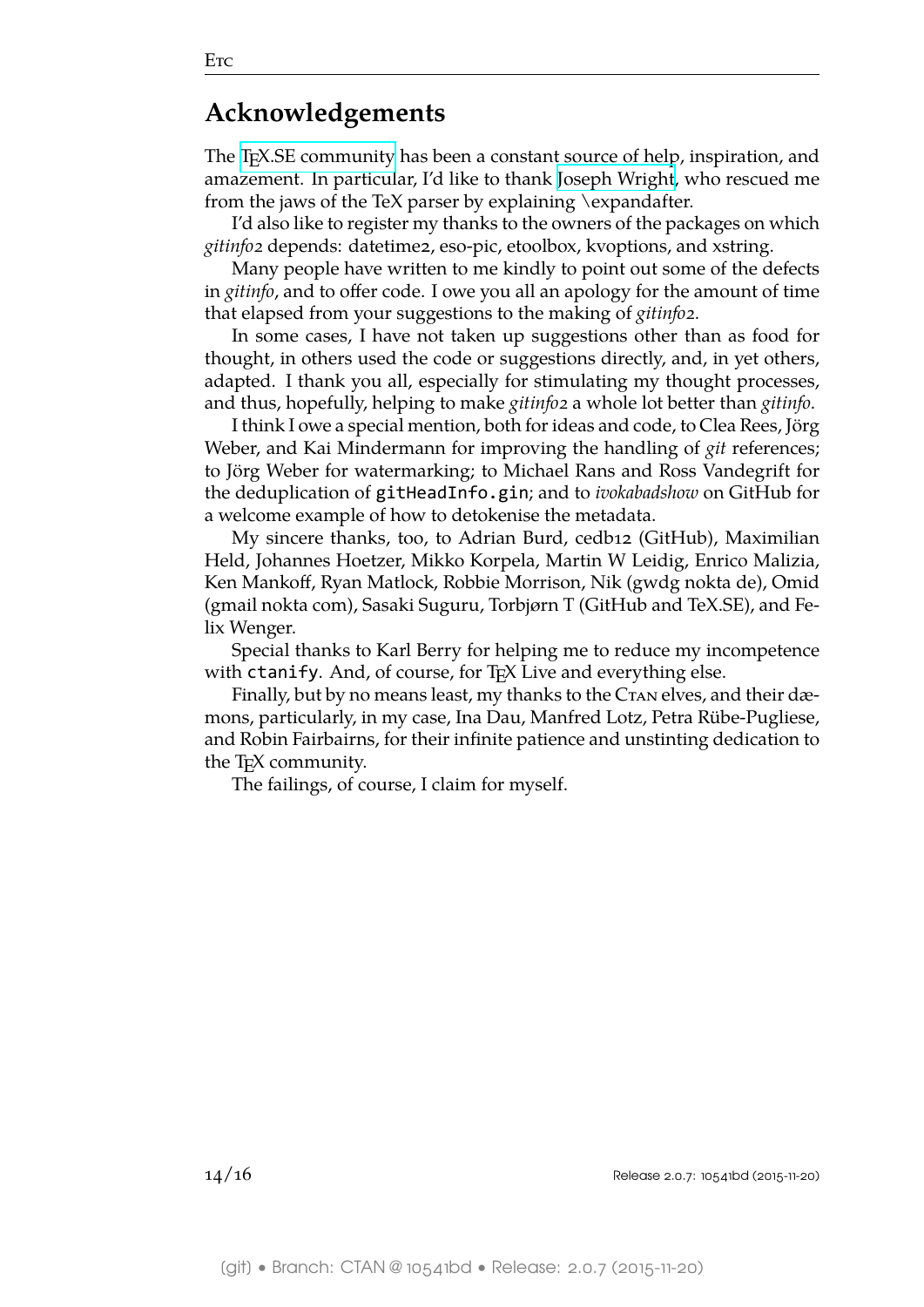## Acknowledgements

The TEX.SE community has been a constant source of help, inspiration, and amazement. In particular, I'd like to thank Joseph Wright, who rescued me from the jaws of the TeX parser by explaining \expandafter.

I'd also like to register my thanks to the owners of the packages on which *gitinfo2* depends: datetime2, eso-pic, etoolbox, kvoptions, and xstring.

Many people have written to me kindly to point out some of the defects in *gitinfo*, and to offer code. I owe you all an apology for the amount of time that elapsed from your suggestions to the making of *gitinfo2*.

In some cases, I have not taken up suggestions other than as food for thought, in others used the code or suggestions directly, and, in yet others, adapted. I thank you all, especially for stimulating my thought processes, and thus, hopefully, helping to make *gitinfo2* a whole lot better than *gitinfo*.

I think I owe a special mention, both for ideas and code, to Clea Rees, Jörg Weber, and Kai Mindermann for improving the handling of *git* references; to Jörg Weber for watermarking; to Michael Rans and Ross Vandegrift for the deduplication of `gitHeadInfo.gin`; and to *ivokabadshow* on GitHub for a welcome example of how to detokenise the metadata.

My sincere thanks, too, to Adrian Burd, cedb12 (GitHub), Maximilian Held, Johannes Hoetzer, Mikko Korpela, Martin W Leidig, Enrico Malizia, Ken Mankoff, Ryan Matlock, Robbie Morrison, Nik (gwdg nokta de), Omid (gmail nokta com), Sasaki Suguru, Torbjørn T (GitHub and TeX.SE), and Felix Wenger.

Special thanks to Karl Berry for helping me to reduce my incompetence with `ctanify`. And, of course, for TEX Live and everything else.

Finally, but by no means least, my thanks to the CTAN elves, and their dæmons, particularly, in my case, Ina Dau, Manfred Lotz, Petra Rübe-Pugliese, and Robin Fairbairns, for their infinite patience and unstinting dedication to the TEX community.

The failings, of course, I claim for myself.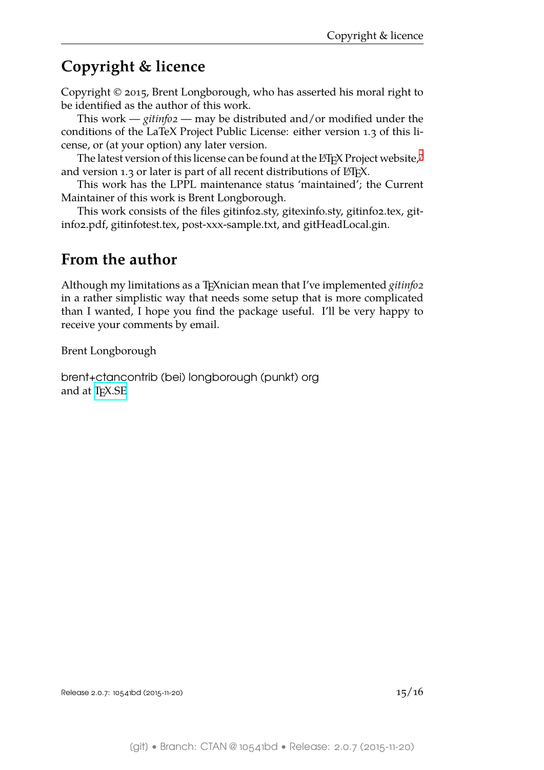# Copyright & licence

Copyright © 2015, Brent Longborough, who has asserted his moral right to be identified as the author of this work.

This work — *gitinfo2* — may be distributed and/or modified under the conditions of the LaTeX Project Public License: either version 1.3 of this license, or (at your option) any later version.

The latest version of this license can be found at the LaTeX Project website,[7] and version 1.3 or later is part of all recent distributions of LaTeX.

This work has the LPPL maintenance status 'maintained'; the Current Maintainer of this work is Brent Longborough.

This work consists of the files gitinfo2.sty, gitexinfo.sty, gitinfo2.tex, gitinfo2.pdf, gitinfotest.tex, post-xxx-sample.txt, and gitHeadLocal.gin.

# From the author

Although my limitations as a TeXnician mean that I've implemented *gitinfo2* in a rather simplistic way that needs some setup that is more complicated than I wanted, I hope you find the package useful. I'll be very happy to receive your comments by email.

Brent Longborough

brent+ctancontrib (bei) longborough (punkt) org
and at TeX.SE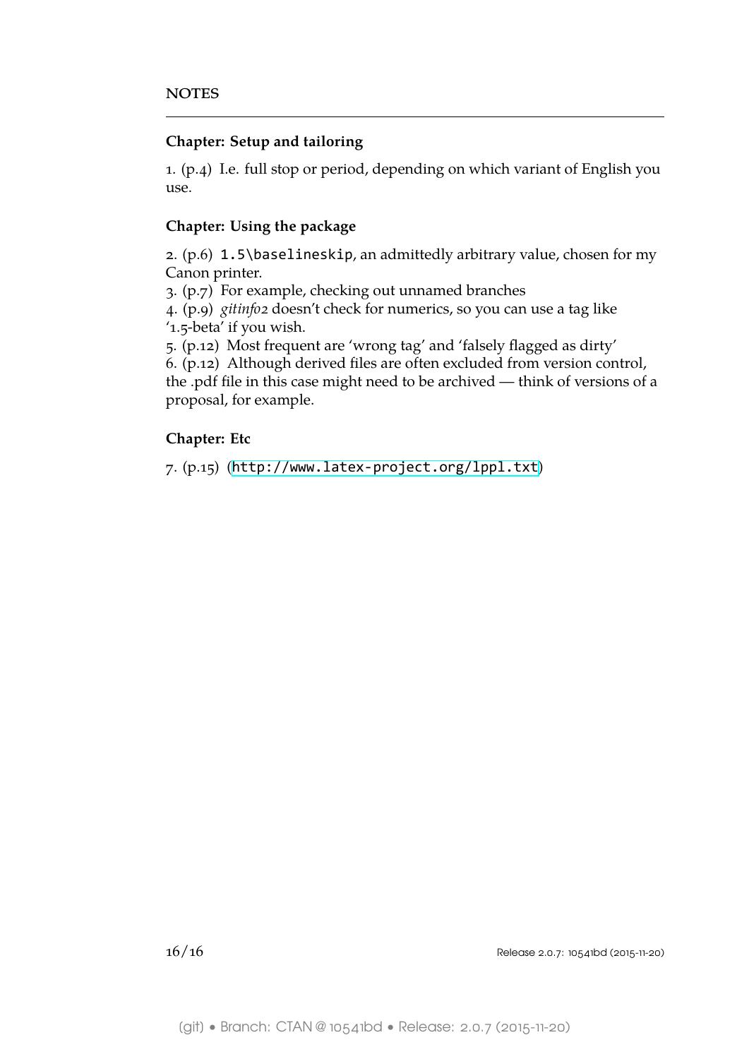NOTES

**Chapter: Setup and tailoring**

1. (p.4) I.e. full stop or period, depending on which variant of English you use.

**Chapter: Using the package**

2. (p.6) `1.5\baselineskip`, an admittedly arbitrary value, chosen for my Canon printer.
3. (p.7) For example, checking out unnamed branches
4. (p.9) *gitinfo2* doesn't check for numerics, so you can use a tag like '1.5-beta' if you wish.
5. (p.12) Most frequent are 'wrong tag' and 'falsely flagged as dirty'
6. (p.12) Although derived files are often excluded from version control, the .pdf file in this case might need to be archived — think of versions of a proposal, for example.

**Chapter: Etc**

7. (p.15) (`http://www.latex-project.org/lppl.txt`)